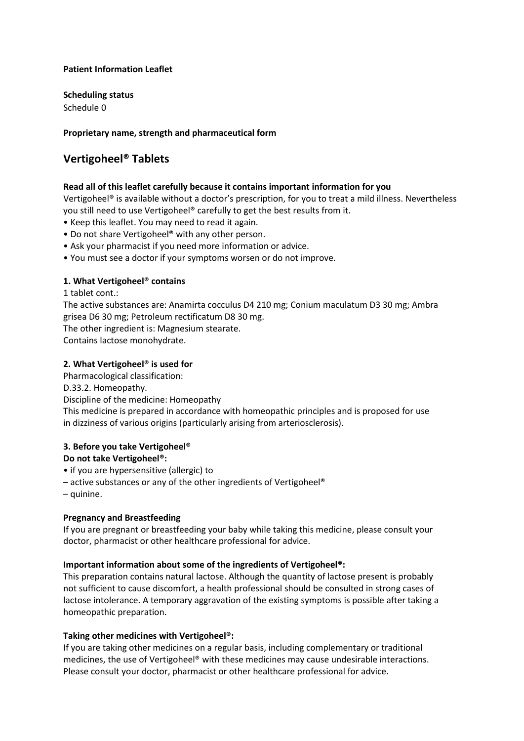**Patient Information Leaflet**

**Scheduling status**

Schedule 0

**Proprietary name, strength and pharmaceutical form**

# Vertigoheel® Tablets

**Read all of this leaflet carefully because it contains important information for you**

Vertigoheel® is available without a doctor's prescription, for you to treat a mild illness. Nevertheless you still need to use Vertigoheel® carefully to get the best results from it.

- Keep this leaflet. You may need to read it again.
- Do not share Vertigoheel® with any other person.
- Ask your pharmacist if you need more information or advice.
- You must see a doctor if your symptoms worsen or do not improve.

**1. What Vertigoheel® contains**

1 tablet cont.:

The active substances are: Anamirta cocculus D4 210 mg; Conium maculatum D3 30 mg; Ambra grisea D6 30 mg; Petroleum rectificatum D8 30 mg.

The other ingredient is: Magnesium stearate.

Contains lactose monohydrate.

**2. What Vertigoheel® is used for**

Pharmacological classification:

D.33.2. Homeopathy.

Discipline of the medicine: Homeopathy

This medicine is prepared in accordance with homeopathic principles and is proposed for use in dizziness of various origins (particularly arising from arteriosclerosis).

**3. Before you take Vertigoheel®**

**Do not take Vertigoheel®:**

- if you are hypersensitive (allergic) to
  - active substances or any of the other ingredients of Vertigoheel®
  - quinine.

**Pregnancy and Breastfeeding**

If you are pregnant or breastfeeding your baby while taking this medicine, please consult your doctor, pharmacist or other healthcare professional for advice.

**Important information about some of the ingredients of Vertigoheel®:**

This preparation contains natural lactose. Although the quantity of lactose present is probably not sufficient to cause discomfort, a health professional should be consulted in strong cases of lactose intolerance. A temporary aggravation of the existing symptoms is possible after taking a homeopathic preparation.

**Taking other medicines with Vertigoheel®:**

If you are taking other medicines on a regular basis, including complementary or traditional medicines, the use of Vertigoheel® with these medicines may cause undesirable interactions. Please consult your doctor, pharmacist or other healthcare professional for advice.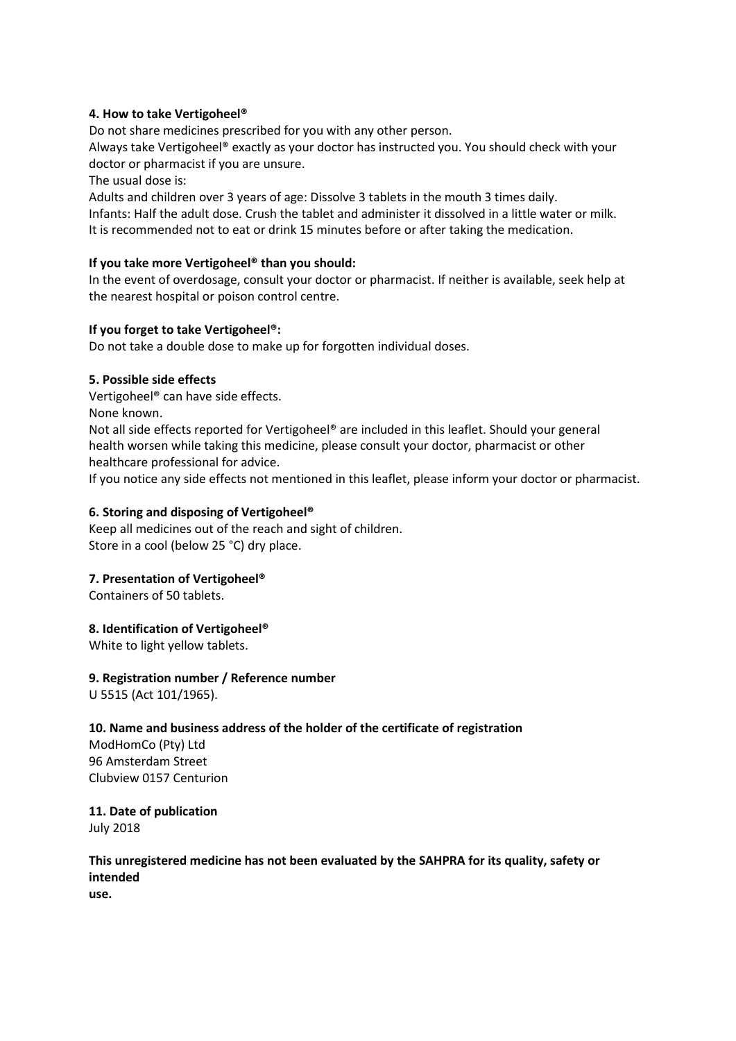### 4. How to take Vertigoheel®

Do not share medicines prescribed for you with any other person.

Always take Vertigoheel® exactly as your doctor has instructed you. You should check with your doctor or pharmacist if you are unsure.

The usual dose is:

Adults and children over 3 years of age: Dissolve 3 tablets in the mouth 3 times daily.

Infants: Half the adult dose. Crush the tablet and administer it dissolved in a little water or milk.

It is recommended not to eat or drink 15 minutes before or after taking the medication.

**If you take more Vertigoheel® than you should:**

In the event of overdosage, consult your doctor or pharmacist. If neither is available, seek help at the nearest hospital or poison control centre.

**If you forget to take Vertigoheel®:**

Do not take a double dose to make up for forgotten individual doses.

### 5. Possible side effects

Vertigoheel® can have side effects.

None known.

Not all side effects reported for Vertigoheel® are included in this leaflet. Should your general health worsen while taking this medicine, please consult your doctor, pharmacist or other healthcare professional for advice.

If you notice any side effects not mentioned in this leaflet, please inform your doctor or pharmacist.

### 6. Storing and disposing of Vertigoheel®

Keep all medicines out of the reach and sight of children.

Store in a cool (below 25 °C) dry place.

### 7. Presentation of Vertigoheel®

Containers of 50 tablets.

### 8. Identification of Vertigoheel®

White to light yellow tablets.

### 9. Registration number / Reference number

U 5515 (Act 101/1965).

### 10. Name and business address of the holder of the certificate of registration

ModHomCo (Pty) Ltd
96 Amsterdam Street
Clubview 0157 Centurion

### 11. Date of publication

July 2018

**This unregistered medicine has not been evaluated by the SAHPRA for its quality, safety or intended use.**